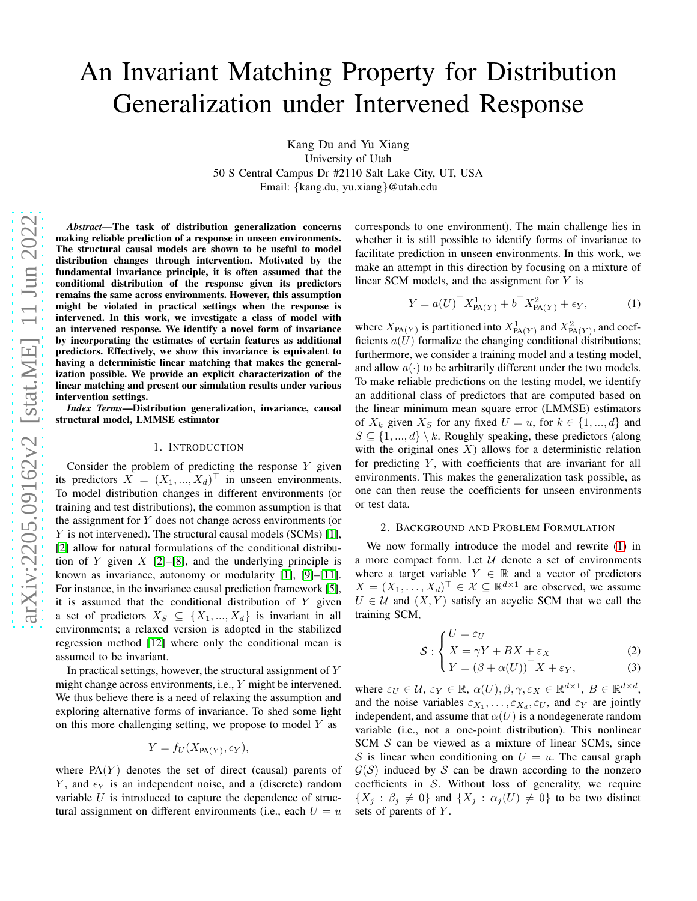# An Invariant Matching Property for Distribution Generalization under Intervened Response

Kang Du and Yu Xiang
University of Utah
50 S Central Campus Dr #2110 Salt Lake City, UT, USA
Email: {kang.du, yu.xiang}@utah.edu

***Abstract*—The task of distribution generalization concerns making reliable prediction of a response in unseen environments. The structural causal models are shown to be useful to model distribution changes through intervention. Motivated by the fundamental invariance principle, it is often assumed that the conditional distribution of the response given its predictors remains the same across environments. However, this assumption might be violated in practical settings when the response is intervened. In this work, we investigate a class of model with an intervened response. We identify a novel form of invariance by incorporating the estimates of certain features as additional predictors. Effectively, we show this invariance is equivalent to having a deterministic linear matching that makes the generalization possible. We provide an explicit characterization of the linear matching and present our simulation results under various intervention settings.**

***Index Terms*—Distribution generalization, invariance, causal structural model, LMMSE estimator**

## 1. Introduction

Consider the problem of predicting the response $Y$ given its predictors $X = (X_1, ..., X_d)^\top$ in unseen environments. To model distribution changes in different environments (or training and test distributions), the common assumption is that the assignment for $Y$ does not change across environments (or $Y$ is not intervened). The structural causal models (SCMs) [1], [2] allow for natural formulations of the conditional distribution of $Y$ given $X$ [2]–[8], and the underlying principle is known as invariance, autonomy or modularity [1], [9]–[11]. For instance, in the invariance causal prediction framework [5], it is assumed that the conditional distribution of $Y$ given a set of predictors $X_S \subseteq \{X_1, ..., X_d\}$ is invariant in all environments; a relaxed version is adopted in the stabilized regression method [12] where only the conditional mean is assumed to be invariant.

In practical settings, however, the structural assignment of $Y$ might change across environments, i.e., $Y$ might be intervened. We thus believe there is a need of relaxing the assumption and exploring alternative forms of invariance. To shed some light on this more challenging setting, we propose to model $Y$ as

$$Y = f_U(X_{\text{PA}(Y)}, \epsilon_Y),$$

where $\text{PA}(Y)$ denotes the set of direct (causal) parents of $Y$, and $\epsilon_Y$ is an independent noise, and a (discrete) random variable $U$ is introduced to capture the dependence of structural assignment on different environments (i.e., each $U = u$ corresponds to one environment). The main challenge lies in whether it is still possible to identify forms of invariance to facilitate prediction in unseen environments. In this work, we make an attempt in this direction by focusing on a mixture of linear SCM models, and the assignment for $Y$ is

$$Y = a(U)^\top X^1_{\text{PA}(Y)} + b^\top X^2_{\text{PA}(Y)} + \epsilon_Y, \tag{1}$$

where $X_{\text{PA}(Y)}$ is partitioned into $X^1_{\text{PA}(Y)}$ and $X^2_{\text{PA}(Y)}$, and coefficients $a(U)$ formalize the changing conditional distributions; furthermore, we consider a training model and a testing model, and allow $a(\cdot)$ to be arbitrarily different under the two models. To make reliable predictions on the testing model, we identify an additional class of predictors that are computed based on the linear minimum mean square error (LMMSE) estimators of $X_k$ given $X_S$ for any fixed $U = u$, for $k \in \{1, ..., d\}$ and $S \subseteq \{1, ..., d\} \setminus k$. Roughly speaking, these predictors (along with the original ones $X$) allows for a deterministic relation for predicting $Y$, with coefficients that are invariant for all environments. This makes the generalization task possible, as one can then reuse the coefficients for unseen environments or test data.

## 2. Background and Problem Formulation

We now formally introduce the model and rewrite (1) in a more compact form. Let $\mathcal{U}$ denote a set of environments where a target variable $Y \in \mathbb{R}$ and a vector of predictors $X = (X_1, \ldots, X_d)^\top \in \mathcal{X} \subseteq \mathbb{R}^{d\times 1}$ are observed, we assume $U \in \mathcal{U}$ and $(X, Y)$ satisfy an acyclic SCM that we call the training SCM,

$$\mathcal{S} : \begin{cases} U = \varepsilon_U \\ X = \gamma Y + BX + \varepsilon_X & (2) \\ Y = (\beta + \alpha(U))^\top X + \varepsilon_Y, & (3) \end{cases}$$

where $\varepsilon_U \in \mathcal{U}$, $\varepsilon_Y \in \mathbb{R}$, $\alpha(U), \beta, \gamma, \varepsilon_X \in \mathbb{R}^{d\times 1}$, $B \in \mathbb{R}^{d\times d}$, and the noise variables $\varepsilon_{X_1}, \ldots, \varepsilon_{X_d}, \varepsilon_U$, and $\varepsilon_Y$ are jointly independent, and assume that $\alpha(U)$ is a nondegenerate random variable (i.e., not a one-point distribution). This nonlinear SCM $\mathcal{S}$ can be viewed as a mixture of linear SCMs, since $\mathcal{S}$ is linear when conditioning on $U = u$. The causal graph $\mathcal{G}(\mathcal{S})$ induced by $\mathcal{S}$ can be drawn according to the nonzero coefficients in $\mathcal{S}$. Without loss of generality, we require $\{X_j : \beta_j \neq 0\}$ and $\{X_j : \alpha_j(U) \neq 0\}$ to be two distinct sets of parents of $Y$.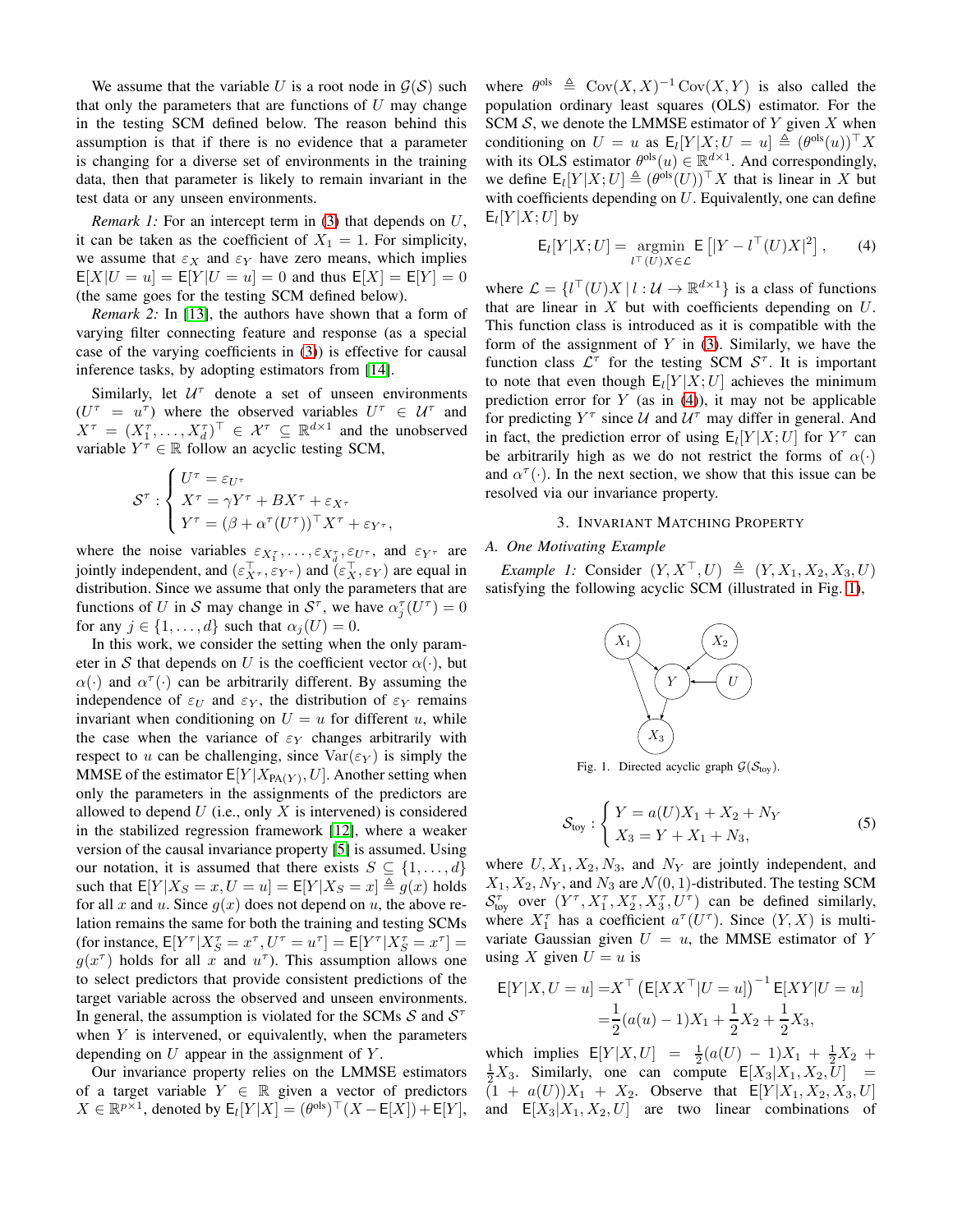We assume that the variable $U$ is a root node in $\mathcal{G}(\mathcal{S})$ such that only the parameters that are functions of $U$ may change in the testing SCM defined below. The reason behind this assumption is that if there is no evidence that a parameter is changing for a diverse set of environments in the training data, then that parameter is likely to remain invariant in the test data or any unseen environments.

*Remark 1:* For an intercept term in (3) that depends on $U$, it can be taken as the coefficient of $X_1 = 1$. For simplicity, we assume that $\varepsilon_X$ and $\varepsilon_Y$ have zero means, which implies $\mathsf{E}[X|U=u] = \mathsf{E}[Y|U=u] = 0$ and thus $\mathsf{E}[X] = \mathsf{E}[Y] = 0$ (the same goes for the testing SCM defined below).

*Remark 2:* In [13], the authors have shown that a form of varying filter connecting feature and response (as a special case of the varying coefficients in (3)) is effective for causal inference tasks, by adopting estimators from [14].

Similarly, let $\mathcal{U}^\tau$ denote a set of unseen environments ($U^\tau = u^\tau$) where the observed variables $U^\tau \in \mathcal{U}^\tau$ and $X^\tau = (X_1^\tau, \ldots, X_d^\tau)^\top \in \mathcal{X}^\tau \subseteq \mathbb{R}^{d\times 1}$ and the unobserved variable $Y^\tau \in \mathbb{R}$ follow an acyclic testing SCM,

$$
\mathcal{S}^\tau : \begin{cases} U^\tau = \varepsilon_{U^\tau} \\ X^\tau = \gamma Y^\tau + BX^\tau + \varepsilon_{X^\tau} \\ Y^\tau = (\beta + \alpha^\tau(U^\tau))^\top X^\tau + \varepsilon_{Y^\tau}, \end{cases}
$$

where the noise variables $\varepsilon_{X_1^\tau}, \ldots, \varepsilon_{X_d^\tau}, \varepsilon_{U^\tau}$, and $\varepsilon_{Y^\tau}$ are jointly independent, and $(\varepsilon_{X^\tau}^\top, \varepsilon_{Y^\tau})$ and $(\varepsilon_X^\top, \varepsilon_Y)$ are equal in distribution. Since we assume that only the parameters that are functions of $U$ in $\mathcal{S}$ may change in $\mathcal{S}^\tau$, we have $\alpha_j^\tau(U^\tau) = 0$ for any $j \in \{1, \ldots, d\}$ such that $\alpha_j(U) = 0$.

In this work, we consider the setting when the only parameter in $\mathcal{S}$ that depends on $U$ is the coefficient vector $\alpha(\cdot)$, but $\alpha(\cdot)$ and $\alpha^\tau(\cdot)$ can be arbitrarily different. By assuming the independence of $\varepsilon_U$ and $\varepsilon_Y$, the distribution of $\varepsilon_Y$ remains invariant when conditioning on $U = u$ for different $u$, while the case when the variance of $\varepsilon_Y$ changes arbitrarily with respect to $u$ can be challenging, since $\mathrm{Var}(\varepsilon_Y)$ is simply the MMSE of the estimator $\mathsf{E}[Y|X_{\mathrm{PA}(Y)}, U]$. Another setting when only the parameters in the assignments of the predictors are allowed to depend $U$ (i.e., only $X$ is intervened) is considered in the stabilized regression framework [12], where a weaker version of the causal invariance property [5] is assumed. Using our notation, it is assumed that there exists $S \subseteq \{1, \ldots, d\}$ such that $\mathsf{E}[Y|X_S = x, U = u] = \mathsf{E}[Y|X_S = x] \triangleq g(x)$ holds for all $x$ and $u$. Since $g(x)$ does not depend on $u$, the above relation remains the same for both the training and testing SCMs (for instance, $\mathsf{E}[Y^\tau|X_S^\tau = x^\tau, U^\tau = u^\tau] = \mathsf{E}[Y^\tau|X_S^\tau = x^\tau] = g(x^\tau)$ holds for all $x$ and $u^\tau$). This assumption allows one to select predictors that provide consistent predictions of the target variable across the observed and unseen environments. In general, the assumption is violated for the SCMs $\mathcal{S}$ and $\mathcal{S}^\tau$ when $Y$ is intervened, or equivalently, when the parameters depending on $U$ appear in the assignment of $Y$.

Our invariance property relies on the LMMSE estimators of a target variable $Y \in \mathbb{R}$ given a vector of predictors $X \in \mathbb{R}^{p\times 1}$, denoted by $\mathsf{E}_l[Y|X] = (\theta^{\mathrm{ols}})^\top(X - \mathsf{E}[X]) + \mathsf{E}[Y]$, where $\theta^{\mathrm{ols}} \triangleq \mathrm{Cov}(X,X)^{-1}\mathrm{Cov}(X,Y)$ is also called the population ordinary least squares (OLS) estimator. For the SCM $\mathcal{S}$, we denote the LMMSE estimator of $Y$ given $X$ when conditioning on $U = u$ as $\mathsf{E}_l[Y|X; U = u] \triangleq (\theta^{\mathrm{ols}}(u))^\top X$ with its OLS estimator $\theta^{\mathrm{ols}}(u) \in \mathbb{R}^{d\times 1}$. And correspondingly, we define $\mathsf{E}_l[Y|X;U] \triangleq (\theta^{\mathrm{ols}}(U))^\top X$ that is linear in $X$ but with coefficients depending on $U$. Equivalently, one can define $\mathsf{E}_l[Y|X;U]$ by

$$
\mathsf{E}_l[Y|X;U] = \underset{l^\top(U)X \in \mathcal{L}}{\operatorname{argmin}}\ \mathsf{E}\left[|Y - l^\top(U)X|^2\right], \tag{4}
$$

where $\mathcal{L} = \{l^\top(U)X \mid l : \mathcal{U} \to \mathbb{R}^{d\times 1}\}$ is a class of functions that are linear in $X$ but with coefficients depending on $U$. This function class is introduced as it is compatible with the form of the assignment of $Y$ in (3). Similarly, we have the function class $\mathcal{L}^\tau$ for the testing SCM $\mathcal{S}^\tau$. It is important to note that even though $\mathsf{E}_l[Y|X;U]$ achieves the minimum prediction error for $Y$ (as in (4)), it may not be applicable for predicting $Y^\tau$ since $\mathcal{U}$ and $\mathcal{U}^\tau$ may differ in general. And in fact, the prediction error of using $\mathsf{E}_l[Y|X;U]$ for $Y^\tau$ can be arbitrarily high as we do not restrict the forms of $\alpha(\cdot)$ and $\alpha^\tau(\cdot)$. In the next section, we show that this issue can be resolved via our invariance property.

## 3. Invariant Matching Property

### A. One Motivating Example

*Example 1:* Consider $(Y, X^\top, U) \triangleq (Y, X_1, X_2, X_3, U)$ satisfying the following acyclic SCM (illustrated in Fig. 1),

Fig. 1. Directed acyclic graph $\mathcal{G}(\mathcal{S}_{\mathrm{toy}})$.

$$
\mathcal{S}_{\mathrm{toy}} : \begin{cases} Y = a(U)X_1 + X_2 + N_Y \\ X_3 = Y + X_1 + N_3, \end{cases} \tag{5}
$$

where $U, X_1, X_2, N_3$, and $N_Y$ are jointly independent, and $X_1, X_2, N_Y$, and $N_3$ are $\mathcal{N}(0,1)$-distributed. The testing SCM $\mathcal{S}_{\mathrm{toy}}^\tau$ over $(Y^\tau, X_1^\tau, X_2^\tau, X_3^\tau, U^\tau)$ can be defined similarly, where $X_1^\tau$ has a coefficient $a^\tau(U^\tau)$. Since $(Y, X)$ is multivariate Gaussian given $U = u$, the MMSE estimator of $Y$ using $X$ given $U = u$ is

$$
\begin{aligned}
\mathsf{E}[Y|X, U = u] &= X^\top \left(\mathsf{E}[XX^\top|U = u]\right)^{-1} \mathsf{E}[XY|U = u] \\
&= \frac{1}{2}(a(u) - 1)X_1 + \frac{1}{2}X_2 + \frac{1}{2}X_3,
\end{aligned}
$$

which implies $\mathsf{E}[Y|X,U] = \frac{1}{2}(a(U) - 1)X_1 + \frac{1}{2}X_2 + \frac{1}{2}X_3$. Similarly, one can compute $\mathsf{E}[X_3|X_1, X_2, U] = (1 + a(U))X_1 + X_2$. Observe that $\mathsf{E}[Y|X_1, X_2, X_3, U]$ and $\mathsf{E}[X_3|X_1, X_2, U]$ are two linear combinations of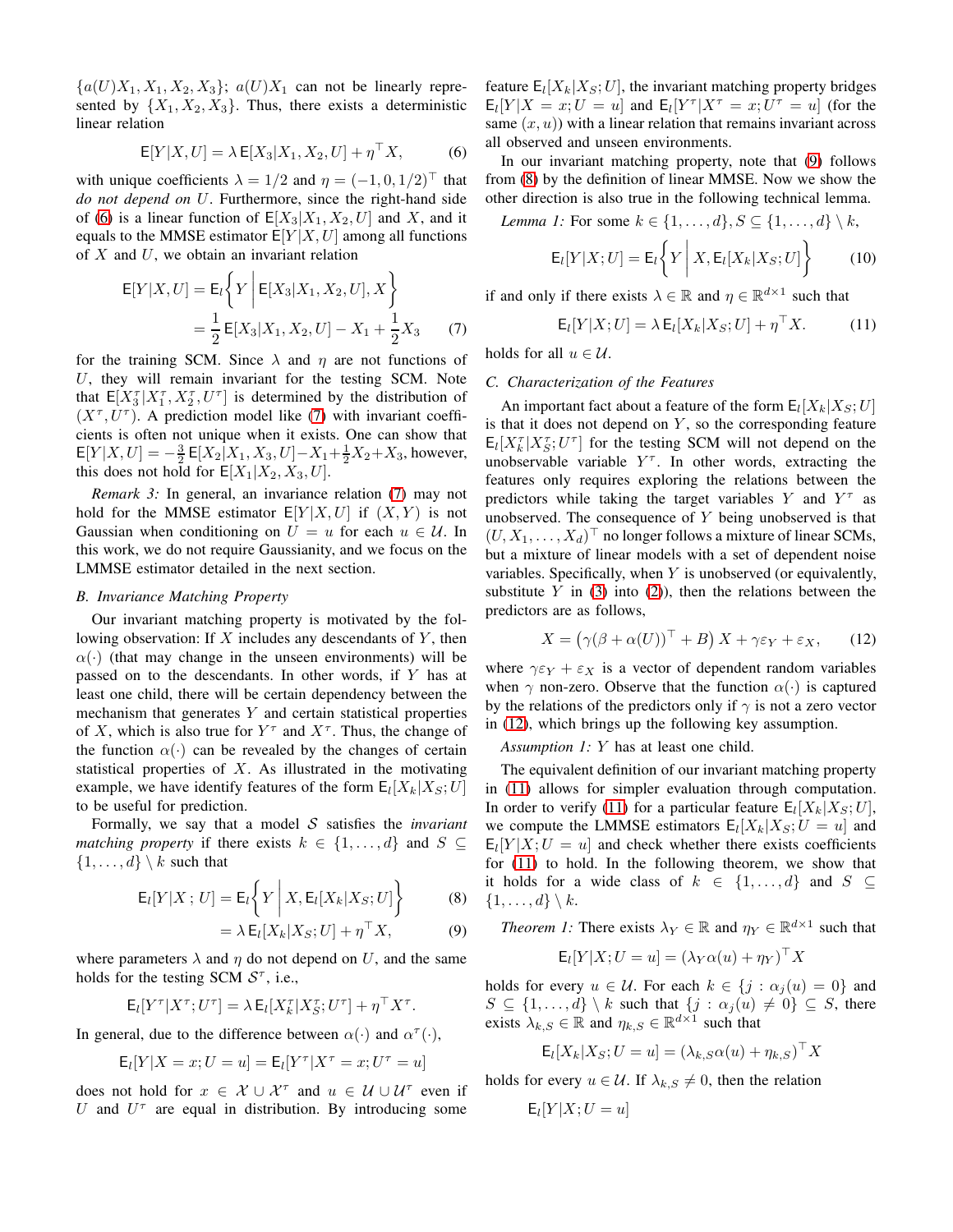$\{a(U)X_1, X_1, X_2, X_3\}$; $a(U)X_1$ can not be linearly represented by $\{X_1, X_2, X_3\}$. Thus, there exists a deterministic linear relation

$$\mathsf{E}[Y|X,U] = \lambda\, \mathsf{E}[X_3|X_1,X_2,U] + \eta^\top X, \tag{6}$$

with unique coefficients $\lambda = 1/2$ and $\eta = (-1, 0, 1/2)^\top$ that *do not depend on* $U$. Furthermore, since the right-hand side of (6) is a linear function of $\mathsf{E}[X_3|X_1,X_2,U]$ and $X$, and it equals to the MMSE estimator $\mathsf{E}[Y|X,U]$ among all functions of $X$ and $U$, we obtain an invariant relation

$$\begin{aligned}\mathsf{E}[Y|X,U] &= \mathsf{E}_l\left\{Y \,\middle|\, \mathsf{E}[X_3|X_1,X_2,U], X\right\} \\ &= \frac{1}{2}\,\mathsf{E}[X_3|X_1,X_2,U] - X_1 + \frac{1}{2}X_3 \end{aligned}\tag{7}$$

for the training SCM. Since $\lambda$ and $\eta$ are not functions of $U$, they will remain invariant for the testing SCM. Note that $\mathsf{E}[X_3^\tau|X_1^\tau, X_2^\tau, U^\tau]$ is determined by the distribution of $(X^\tau, U^\tau)$. A prediction model like (7) with invariant coefficients is often not unique when it exists. One can show that $\mathsf{E}[Y|X,U] = -\frac{3}{2}\,\mathsf{E}[X_2|X_1,X_3,U] - X_1 + \frac{1}{2}X_2 + X_3$, however, this does not hold for $\mathsf{E}[X_1|X_2,X_3,U]$.

*Remark 3:* In general, an invariance relation (7) may not hold for the MMSE estimator $\mathsf{E}[Y|X,U]$ if $(X,Y)$ is not Gaussian when conditioning on $U = u$ for each $u \in \mathcal{U}$. In this work, we do not require Gaussianity, and we focus on the LMMSE estimator detailed in the next section.

### B. Invariance Matching Property

Our invariant matching property is motivated by the following observation: If $X$ includes any descendants of $Y$, then $\alpha(\cdot)$ (that may change in the unseen environments) will be passed on to the descendants. In other words, if $Y$ has at least one child, there will be certain dependency between the mechanism that generates $Y$ and certain statistical properties of $X$, which is also true for $Y^\tau$ and $X^\tau$. Thus, the change of the function $\alpha(\cdot)$ can be revealed by the changes of certain statistical properties of $X$. As illustrated in the motivating example, we have identify features of the form $\mathsf{E}_l[X_k|X_S;U]$ to be useful for prediction.

Formally, we say that a model $\mathcal{S}$ satisfies the *invariant matching property* if there exists $k \in \{1,\ldots,d\}$ and $S \subseteq \{1,\ldots,d\} \setminus k$ such that

$$\mathsf{E}_l[Y|X\,;U] = \mathsf{E}_l\left\{Y \,\middle|\, X, \mathsf{E}_l[X_k|X_S;U]\right\} \tag{8}$$

$$= \lambda\, \mathsf{E}_l[X_k|X_S;U] + \eta^\top X, \tag{9}$$

where parameters $\lambda$ and $\eta$ do not depend on $U$, and the same holds for the testing SCM $\mathcal{S}^\tau$, i.e.,

$$\mathsf{E}_l[Y^\tau|X^\tau;U^\tau] = \lambda\, \mathsf{E}_l[X_k^\tau|X_S^\tau;U^\tau] + \eta^\top X^\tau.$$

In general, due to the difference between $\alpha(\cdot)$ and $\alpha^\tau(\cdot)$,

$$\mathsf{E}_l[Y|X = x; U = u] = \mathsf{E}_l[Y^\tau|X^\tau = x; U^\tau = u]$$

does not hold for $x \in \mathcal{X} \cup \mathcal{X}^\tau$ and $u \in \mathcal{U} \cup \mathcal{U}^\tau$ even if $U$ and $U^\tau$ are equal in distribution. By introducing some feature $\mathsf{E}_l[X_k|X_S;U]$, the invariant matching property bridges $\mathsf{E}_l[Y|X = x; U = u]$ and $\mathsf{E}_l[Y^\tau|X^\tau = x; U^\tau = u]$ (for the same $(x,u)$) with a linear relation that remains invariant across all observed and unseen environments.

In our invariant matching property, note that (9) follows from (8) by the definition of linear MMSE. Now we show the other direction is also true in the following technical lemma.

*Lemma 1:* For some $k \in \{1,\ldots,d\}, S \subseteq \{1,\ldots,d\} \setminus k$,

$$\mathsf{E}_l[Y|X;U] = \mathsf{E}_l\left\{Y \,\middle|\, X, \mathsf{E}_l[X_k|X_S;U]\right\} \tag{10}$$

if and only if there exists $\lambda \in \mathbb{R}$ and $\eta \in \mathbb{R}^{d\times 1}$ such that

$$\mathsf{E}_l[Y|X;U] = \lambda\, \mathsf{E}_l[X_k|X_S;U] + \eta^\top X. \tag{11}$$

holds for all $u \in \mathcal{U}$.

### C. Characterization of the Features

An important fact about a feature of the form $\mathsf{E}_l[X_k|X_S;U]$ is that it does not depend on $Y$, so the corresponding feature $\mathsf{E}_l[X_k^\tau|X_S^\tau;U^\tau]$ for the testing SCM will not depend on the unobservable variable $Y^\tau$. In other words, extracting the features only requires exploring the relations between the predictors while taking the target variables $Y$ and $Y^\tau$ as unobserved. The consequence of $Y$ being unobserved is that $(U, X_1, \ldots, X_d)^\top$ no longer follows a mixture of linear SCMs, but a mixture of linear models with a set of dependent noise variables. Specifically, when $Y$ is unobserved (or equivalently, substitute $Y$ in (3) into (2)), then the relations between the predictors are as follows,

$$X = \left(\gamma(\beta + \alpha(U))^\top + B\right)X + \gamma\varepsilon_Y + \varepsilon_X, \tag{12}$$

where $\gamma\varepsilon_Y + \varepsilon_X$ is a vector of dependent random variables when $\gamma$ non-zero. Observe that the function $\alpha(\cdot)$ is captured by the relations of the predictors only if $\gamma$ is not a zero vector in (12), which brings up the following key assumption.

*Assumption 1:* $Y$ has at least one child.

The equivalent definition of our invariant matching property in (11) allows for simpler evaluation through computation. In order to verify (11) for a particular feature $\mathsf{E}_l[X_k|X_S;U]$, we compute the LMMSE estimators $\mathsf{E}_l[X_k|X_S;U = u]$ and $\mathsf{E}_l[Y|X;U = u]$ and check whether there exists coefficients for (11) to hold. In the following theorem, we show that it holds for a wide class of $k \in \{1,\ldots,d\}$ and $S \subseteq \{1,\ldots,d\} \setminus k$.

*Theorem 1:* There exists $\lambda_Y \in \mathbb{R}$ and $\eta_Y \in \mathbb{R}^{d\times 1}$ such that

$$\mathsf{E}_l[Y|X;U = u] = (\lambda_Y\alpha(u) + \eta_Y)^\top X$$

holds for every $u \in \mathcal{U}$. For each $k \in \{j : \alpha_j(u) = 0\}$ and $S \subseteq \{1,\ldots,d\} \setminus k$ such that $\{j : \alpha_j(u) \neq 0\} \subseteq S$, there exists $\lambda_{k,S} \in \mathbb{R}$ and $\eta_{k,S} \in \mathbb{R}^{d\times 1}$ such that

$$\mathsf{E}_l[X_k|X_S;U = u] = (\lambda_{k,S}\alpha(u) + \eta_{k,S})^\top X$$

holds for every $u \in \mathcal{U}$. If $\lambda_{k,S} \neq 0$, then the relation

$$\mathsf{E}_l[Y|X;U = u]$$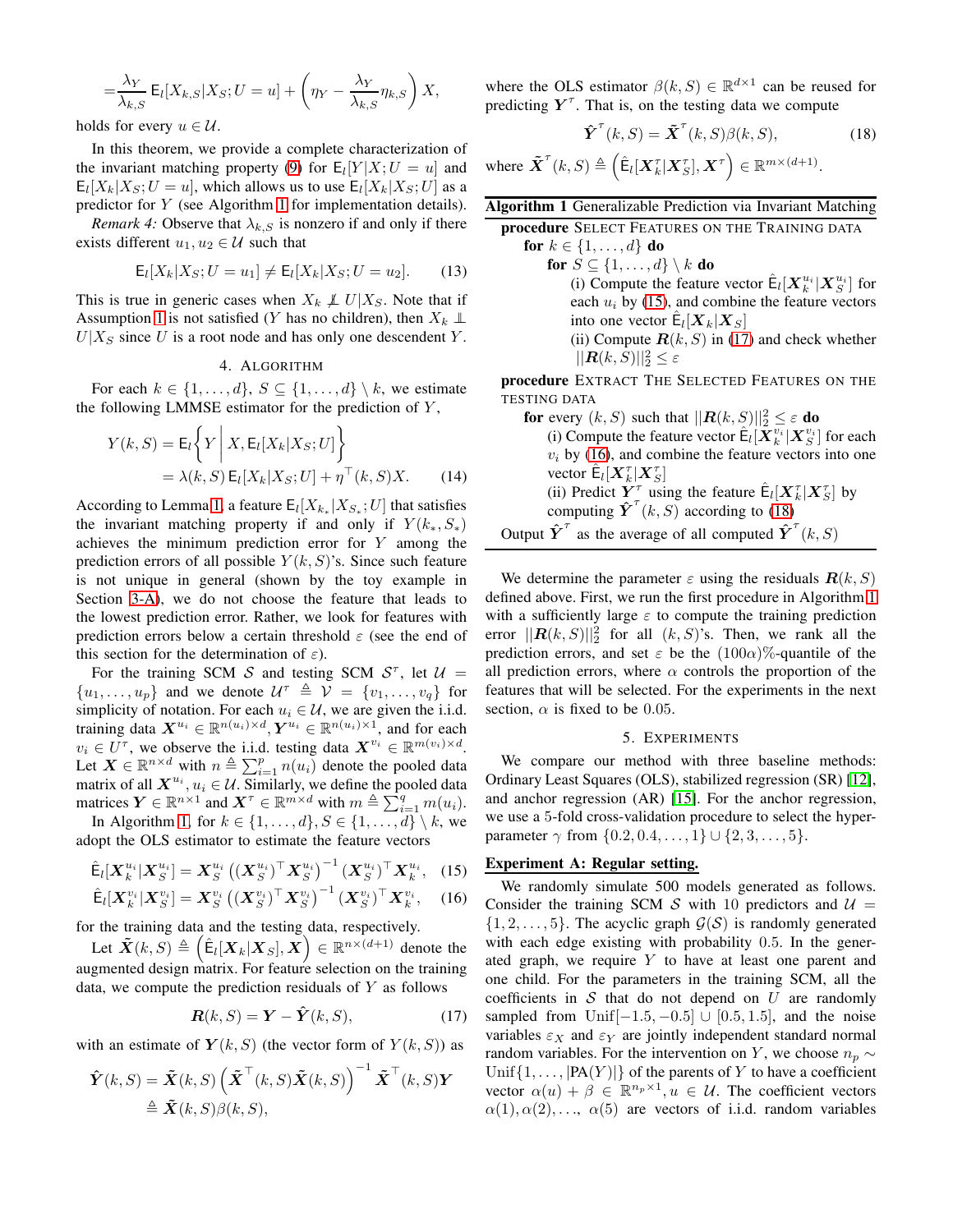$$= \frac{\lambda_Y}{\lambda_{k,S}} \mathsf{E}_l[X_{k,S}|X_S; U = u] + \left(\eta_Y - \frac{\lambda_Y}{\lambda_{k,S}} \eta_{k,S}\right) X,$$

holds for every $u \in \mathcal{U}$.

In this theorem, we provide a complete characterization of the invariant matching property (9) for $\mathsf{E}_l[Y|X; U = u]$ and $\mathsf{E}_l[X_k|X_S; U = u]$, which allows us to use $\mathsf{E}_l[X_k|X_S; U]$ as a predictor for $Y$ (see Algorithm 1 for implementation details).

*Remark 4:* Observe that $\lambda_{k,S}$ is nonzero if and only if there exists different $u_1, u_2 \in \mathcal{U}$ such that

$$\mathsf{E}_l[X_k|X_S; U = u_1] \neq \mathsf{E}_l[X_k|X_S; U = u_2]. \tag{13}$$

This is true in generic cases when $X_k \not\perp\!\!\!\perp U|X_S$. Note that if Assumption 1 is not satisfied ($Y$ has no children), then $X_k \perp\!\!\!\perp U|X_S$ since $U$ is a root node and has only one descendent $Y$.

## 4. Algorithm

For each $k \in \{1, \ldots, d\}$, $S \subseteq \{1, \ldots, d\} \setminus k$, we estimate the following LMMSE estimator for the prediction of $Y$,

$$\begin{aligned} Y(k, S) &= \mathsf{E}_l\left\{Y \,\middle|\, X, \mathsf{E}_l[X_k|X_S; U]\right\} \\ &= \lambda(k, S)\, \mathsf{E}_l[X_k|X_S; U] + \eta^\top(k, S) X. \end{aligned} \tag{14}$$

According to Lemma 1, a feature $\mathsf{E}_l[X_{k_*}|X_{S_*}; U]$ that satisfies the invariant matching property if and only if $Y(k_*, S_*)$ achieves the minimum prediction error for $Y$ among the prediction errors of all possible $Y(k, S)$'s. Since such feature is not unique in general (shown by the toy example in Section 3-A), we do not choose the feature that leads to the lowest prediction error. Rather, we look for features with prediction errors below a certain threshold $\varepsilon$ (see the end of this section for the determination of $\varepsilon$).

For the training SCM $\mathcal{S}$ and testing SCM $\mathcal{S}^\tau$, let $\mathcal{U} = \{u_1, \ldots, u_p\}$ and we denote $\mathcal{U}^\tau \triangleq \mathcal{V} = \{v_1, \ldots, v_q\}$ for simplicity of notation. For each $u_i \in \mathcal{U}$, we are given the i.i.d. training data $\boldsymbol{X}^{u_i} \in \mathbb{R}^{n(u_i) \times d}, \boldsymbol{Y}^{u_i} \in \mathbb{R}^{n(u_i) \times 1}$, and for each $v_i \in U^\tau$, we observe the i.i.d. testing data $\boldsymbol{X}^{v_i} \in \mathbb{R}^{m(v_i) \times d}$. Let $\boldsymbol{X} \in \mathbb{R}^{n \times d}$ with $n \triangleq \sum_{i=1}^p n(u_i)$ denote the pooled data matrix of all $\boldsymbol{X}^{u_i}, u_i \in \mathcal{U}$. Similarly, we define the pooled data matrices $\boldsymbol{Y} \in \mathbb{R}^{n \times 1}$ and $\boldsymbol{X}^\tau \in \mathbb{R}^{m \times d}$ with $m \triangleq \sum_{i=1}^q m(u_i)$.

In Algorithm 1, for $k \in \{1, \ldots, d\}, S \subseteq \{1, \ldots, d\} \setminus k$, we adopt the OLS estimator to estimate the feature vectors

$$\hat{\mathsf{E}}_l[\boldsymbol{X}_k^{u_i}|\boldsymbol{X}_S^{u_i}] = \boldsymbol{X}_S^{u_i} \left((\boldsymbol{X}_S^{u_i})^\top \boldsymbol{X}_S^{u_i}\right)^{-1} (\boldsymbol{X}_S^{u_i})^\top \boldsymbol{X}_k^{u_i}, \tag{15}$$

$$\hat{\mathsf{E}}_l[\boldsymbol{X}_k^{v_i}|\boldsymbol{X}_S^{v_i}] = \boldsymbol{X}_S^{v_i} \left((\boldsymbol{X}_S^{v_i})^\top \boldsymbol{X}_S^{v_i}\right)^{-1} (\boldsymbol{X}_S^{v_i})^\top \boldsymbol{X}_k^{v_i}, \tag{16}$$

for the training data and the testing data, respectively.

Let $\tilde{\boldsymbol{X}}(k, S) \triangleq \left(\hat{\mathsf{E}}_l[\boldsymbol{X}_k|\boldsymbol{X}_S], \boldsymbol{X}\right) \in \mathbb{R}^{n \times (d+1)}$ denote the augmented design matrix. For feature selection on the training data, we compute the prediction residuals of $Y$ as follows

$$\boldsymbol{R}(k, S) = \boldsymbol{Y} - \hat{\boldsymbol{Y}}(k, S), \tag{17}$$

with an estimate of $\boldsymbol{Y}(k, S)$ (the vector form of $Y(k, S)$) as

$$\begin{aligned} \hat{\boldsymbol{Y}}(k, S) &= \tilde{\boldsymbol{X}}(k, S) \left(\tilde{\boldsymbol{X}}^\top(k, S) \tilde{\boldsymbol{X}}(k, S)\right)^{-1} \tilde{\boldsymbol{X}}^\top(k, S) \boldsymbol{Y} \\ &\triangleq \tilde{\boldsymbol{X}}(k, S) \beta(k, S), \end{aligned}$$

where the OLS estimator $\beta(k, S) \in \mathbb{R}^{d \times 1}$ can be reused for predicting $\boldsymbol{Y}^\tau$. That is, on the testing data we compute

$$\hat{\boldsymbol{Y}}^\tau(k, S) = \tilde{\boldsymbol{X}}^\tau(k, S) \beta(k, S), \tag{18}$$

where $\tilde{\boldsymbol{X}}^\tau(k, S) \triangleq \left(\hat{\mathsf{E}}_l[\boldsymbol{X}_k^\tau|\boldsymbol{X}_S^\tau], \boldsymbol{X}^\tau\right) \in \mathbb{R}^{m \times (d+1)}$.

---

**Algorithm 1** Generalizable Prediction via Invariant Matching

---

**procedure** Select Features on the Training data
&nbsp;&nbsp;&nbsp;&nbsp;**for** $k \in \{1, \ldots, d\}$ **do**
&nbsp;&nbsp;&nbsp;&nbsp;&nbsp;&nbsp;&nbsp;&nbsp;**for** $S \subseteq \{1, \ldots, d\} \setminus k$ **do**
&nbsp;&nbsp;&nbsp;&nbsp;&nbsp;&nbsp;&nbsp;&nbsp;&nbsp;&nbsp;&nbsp;&nbsp;(i) Compute the feature vector $\hat{\mathsf{E}}_l[\boldsymbol{X}_k^{u_i}|\boldsymbol{X}_S^{u_i}]$ for each $u_i$ by (15), and combine the feature vectors into one vector $\hat{\mathsf{E}}_l[\boldsymbol{X}_k|\boldsymbol{X}_S]$
&nbsp;&nbsp;&nbsp;&nbsp;&nbsp;&nbsp;&nbsp;&nbsp;&nbsp;&nbsp;&nbsp;&nbsp;(ii) Compute $\boldsymbol{R}(k, S)$ in (17) and check whether $||\boldsymbol{R}(k, S)||_2^2 \leq \varepsilon$
**procedure** Extract the Selected Features on the testing data
&nbsp;&nbsp;&nbsp;&nbsp;**for** every $(k, S)$ such that $||\boldsymbol{R}(k, S)||_2^2 \leq \varepsilon$ **do**
&nbsp;&nbsp;&nbsp;&nbsp;&nbsp;&nbsp;&nbsp;&nbsp;(i) Compute the feature vector $\hat{\mathsf{E}}_l[\boldsymbol{X}_k^{v_i}|\boldsymbol{X}_S^{v_i}]$ for each $v_i$ by (16), and combine the feature vectors into one vector $\hat{\mathsf{E}}_l[\boldsymbol{X}_k^\tau|\boldsymbol{X}_S^\tau]$
&nbsp;&nbsp;&nbsp;&nbsp;&nbsp;&nbsp;&nbsp;&nbsp;(ii) Predict $\boldsymbol{Y}^\tau$ using the feature $\hat{\mathsf{E}}_l[\boldsymbol{X}_k^\tau|\boldsymbol{X}_S^\tau]$ by computing $\hat{\boldsymbol{Y}}^\tau(k, S)$ according to (18)
Output $\hat{\boldsymbol{Y}}^\tau$ as the average of all computed $\hat{\boldsymbol{Y}}^\tau(k, S)$

---

We determine the parameter $\varepsilon$ using the residuals $\boldsymbol{R}(k, S)$ defined above. First, we run the first procedure in Algorithm 1 with a sufficiently large $\varepsilon$ to compute the training prediction error $||\boldsymbol{R}(k, S)||_2^2$ for all $(k, S)$'s. Then, we rank all the prediction errors, and set $\varepsilon$ be the $(100\alpha)\%$-quantile of the all prediction errors, where $\alpha$ controls the proportion of the features that will be selected. For the experiments in the next section, $\alpha$ is fixed to be $0.05$.

## 5. Experiments

We compare our method with three baseline methods: Ordinary Least Squares (OLS), stabilized regression (SR) [12], and anchor regression (AR) [15]. For the anchor regression, we use a 5-fold cross-validation procedure to select the hyper-parameter $\gamma$ from $\{0.2, 0.4, \ldots, 1\} \cup \{2, 3, \ldots, 5\}$.

**Experiment A: Regular setting.**

We randomly simulate 500 models generated as follows. Consider the training SCM $\mathcal{S}$ with 10 predictors and $\mathcal{U} = \{1, 2, \ldots, 5\}$. The acyclic graph $\mathcal{G}(\mathcal{S})$ is randomly generated with each edge existing with probability 0.5. In the generated graph, we require $Y$ to have at least one parent and one child. For the parameters in the training SCM, all the coefficients in $\mathcal{S}$ that do not depend on $U$ are randomly sampled from $\text{Unif}[-1.5, -0.5] \cup [0.5, 1.5]$, and the noise variables $\varepsilon_X$ and $\varepsilon_Y$ are jointly independent standard normal random variables. For the intervention on $Y$, we choose $n_p \sim \text{Unif}\{1, \ldots, |\text{PA}(Y)|\}$ of the parents of $Y$ to have a coefficient vector $\alpha(u) + \beta \in \mathbb{R}^{n_p \times 1}, u \in \mathcal{U}$. The coefficient vectors $\alpha(1), \alpha(2), \ldots, \alpha(5)$ are vectors of i.i.d. random variables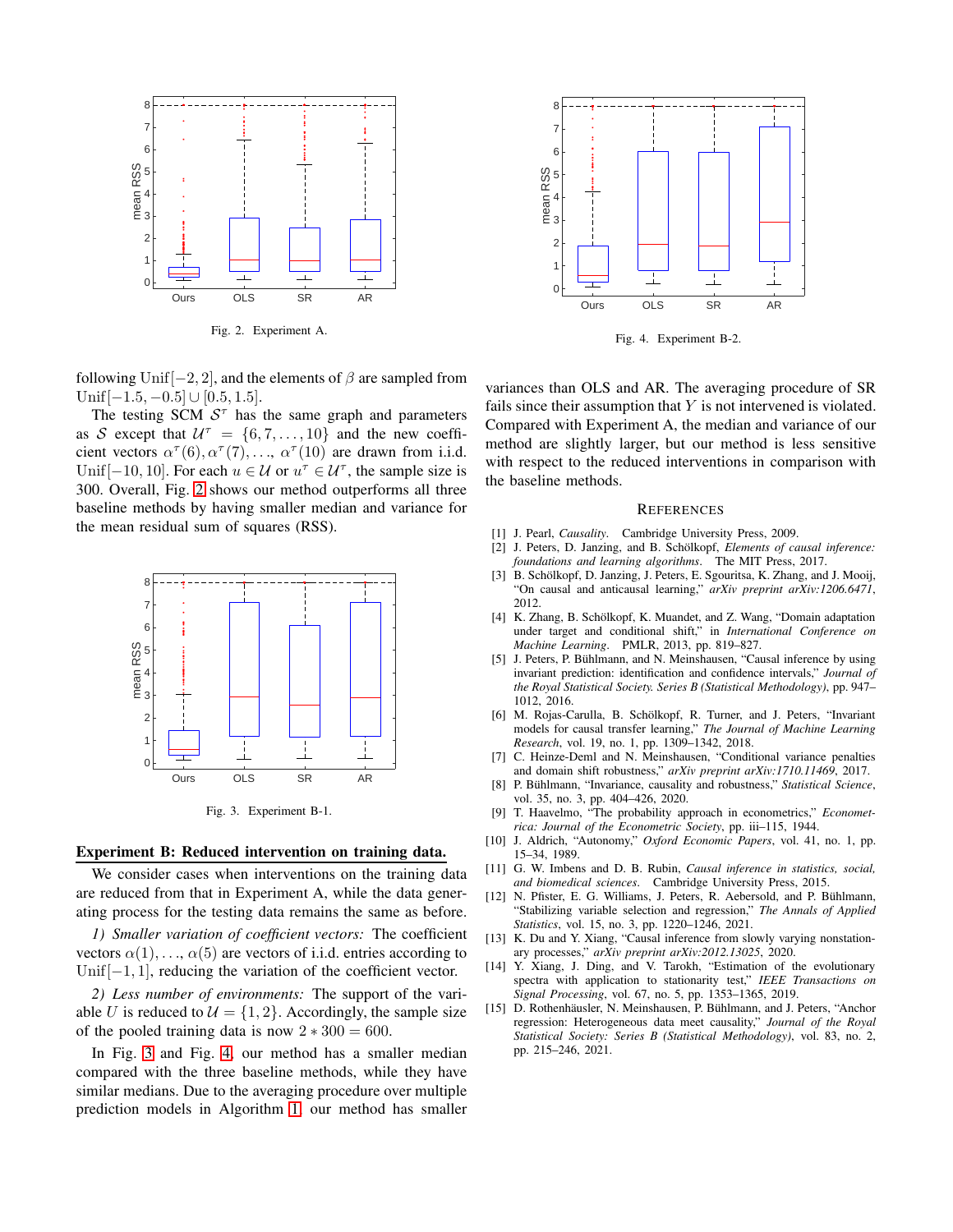8
7
6
5
4
3
2
1
0
mean RSS
Ours
OLS
SR
AR

Fig. 2. Experiment A.

following Unif$[-2, 2]$, and the elements of $\beta$ are sampled from Unif$[-1.5, -0.5] \cup [0.5, 1.5]$.

The testing SCM $\mathcal{S}^\tau$ has the same graph and parameters as $\mathcal{S}$ except that $\mathcal{U}^\tau = \{6, 7, \ldots, 10\}$ and the new coefficient vectors $\alpha^\tau(6), \alpha^\tau(7), \ldots, \alpha^\tau(10)$ are drawn from i.i.d. Unif$[-10, 10]$. For each $u \in \mathcal{U}$ or $u^\tau \in \mathcal{U}^\tau$, the sample size is 300. Overall, Fig. 2 shows our method outperforms all three baseline methods by having smaller median and variance for the mean residual sum of squares (RSS).

8
7
6
5
4
3
2
1
0
mean RSS
Ours
OLS
SR
AR

Fig. 3. Experiment B-1.

**Experiment B: Reduced intervention on training data.**

We consider cases when interventions on the training data are reduced from that in Experiment A, while the data generating process for the testing data remains the same as before.

*1) Smaller variation of coefficient vectors:* The coefficient vectors $\alpha(1), \ldots, \alpha(5)$ are vectors of i.i.d. entries according to Unif$[-1, 1]$, reducing the variation of the coefficient vector.

*2) Less number of environments:* The support of the variable $U$ is reduced to $\mathcal{U} = \{1, 2\}$. Accordingly, the sample size of the pooled training data is now $2 * 300 = 600$.

In Fig. 3 and Fig. 4, our method has a smaller median compared with the three baseline methods, while they have similar medians. Due to the averaging procedure over multiple prediction models in Algorithm 1, our method has smaller variances than OLS and AR. The averaging procedure of SR fails since their assumption that $Y$ is not intervened is violated. Compared with Experiment A, the median and variance of our method are slightly larger, but our method is less sensitive with respect to the reduced interventions in comparison with the baseline methods.

8
7
6
5
4
3
2
1
0
mean RSS
Ours
OLS
SR
AR

Fig. 4. Experiment B-2.

## References

[1] J. Pearl, *Causality*. Cambridge University Press, 2009.

[2] J. Peters, D. Janzing, and B. Schölkopf, *Elements of causal inference: foundations and learning algorithms*. The MIT Press, 2017.

[3] B. Schölkopf, D. Janzing, J. Peters, E. Sgouritsa, K. Zhang, and J. Mooij, "On causal and anticausal learning," *arXiv preprint arXiv:1206.6471*, 2012.

[4] K. Zhang, B. Schölkopf, K. Muandet, and Z. Wang, "Domain adaptation under target and conditional shift," in *International Conference on Machine Learning*. PMLR, 2013, pp. 819–827.

[5] J. Peters, P. Bühlmann, and N. Meinshausen, "Causal inference by using invariant prediction: identification and confidence intervals," *Journal of the Royal Statistical Society. Series B (Statistical Methodology)*, pp. 947–1012, 2016.

[6] M. Rojas-Carulla, B. Schölkopf, R. Turner, and J. Peters, "Invariant models for causal transfer learning," *The Journal of Machine Learning Research*, vol. 19, no. 1, pp. 1309–1342, 2018.

[7] C. Heinze-Deml and N. Meinshausen, "Conditional variance penalties and domain shift robustness," *arXiv preprint arXiv:1710.11469*, 2017.

[8] P. Bühlmann, "Invariance, causality and robustness," *Statistical Science*, vol. 35, no. 3, pp. 404–426, 2020.

[9] T. Haavelmo, "The probability approach in econometrics," *Econometrica: Journal of the Econometric Society*, pp. iii–115, 1944.

[10] J. Aldrich, "Autonomy," *Oxford Economic Papers*, vol. 41, no. 1, pp. 15–34, 1989.

[11] G. W. Imbens and D. B. Rubin, *Causal inference in statistics, social, and biomedical sciences*. Cambridge University Press, 2015.

[12] N. Pfister, E. G. Williams, J. Peters, R. Aebersold, and P. Bühlmann, "Stabilizing variable selection and regression," *The Annals of Applied Statistics*, vol. 15, no. 3, pp. 1220–1246, 2021.

[13] K. Du and Y. Xiang, "Causal inference from slowly varying nonstationary processes," *arXiv preprint arXiv:2012.13025*, 2020.

[14] Y. Xiang, J. Ding, and V. Tarokh, "Estimation of the evolutionary spectra with application to stationarity test," *IEEE Transactions on Signal Processing*, vol. 67, no. 5, pp. 1353–1365, 2019.

[15] D. Rothenhäusler, N. Meinshausen, P. Bühlmann, and J. Peters, "Anchor regression: Heterogeneous data meet causality," *Journal of the Royal Statistical Society: Series B (Statistical Methodology)*, vol. 83, no. 2, pp. 215–246, 2021.